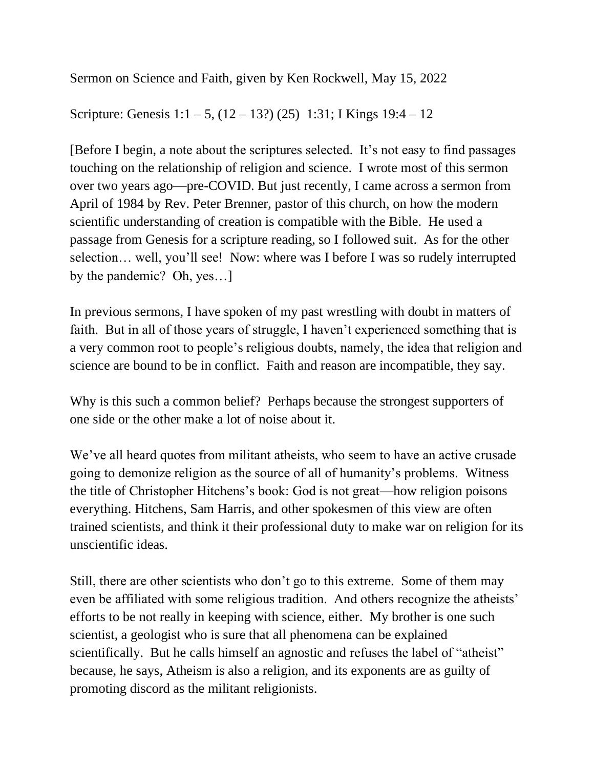Sermon on Science and Faith, given by Ken Rockwell, May 15, 2022

Scripture: Genesis 1:1 – 5, (12 – 13?) (25) 1:31; I Kings 19:4 – 12

[Before I begin, a note about the scriptures selected. It's not easy to find passages touching on the relationship of religion and science. I wrote most of this sermon over two years ago—pre-COVID. But just recently, I came across a sermon from April of 1984 by Rev. Peter Brenner, pastor of this church, on how the modern scientific understanding of creation is compatible with the Bible. He used a passage from Genesis for a scripture reading, so I followed suit. As for the other selection… well, you'll see! Now: where was I before I was so rudely interrupted by the pandemic? Oh, yes…]

In previous sermons, I have spoken of my past wrestling with doubt in matters of faith. But in all of those years of struggle, I haven't experienced something that is a very common root to people's religious doubts, namely, the idea that religion and science are bound to be in conflict. Faith and reason are incompatible, they say.

Why is this such a common belief? Perhaps because the strongest supporters of one side or the other make a lot of noise about it.

We've all heard quotes from militant atheists, who seem to have an active crusade going to demonize religion as the source of all of humanity's problems. Witness the title of Christopher Hitchens's book: God is not great—how religion poisons everything. Hitchens, Sam Harris, and other spokesmen of this view are often trained scientists, and think it their professional duty to make war on religion for its unscientific ideas.

Still, there are other scientists who don't go to this extreme. Some of them may even be affiliated with some religious tradition. And others recognize the atheists' efforts to be not really in keeping with science, either. My brother is one such scientist, a geologist who is sure that all phenomena can be explained scientifically. But he calls himself an agnostic and refuses the label of "atheist" because, he says, Atheism is also a religion, and its exponents are as guilty of promoting discord as the militant religionists.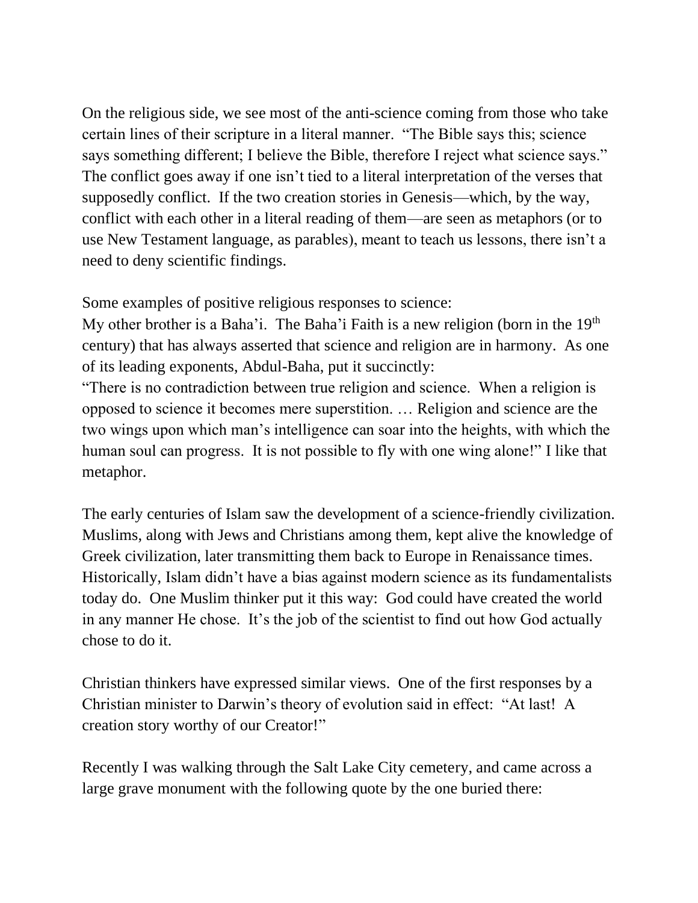On the religious side, we see most of the anti-science coming from those who take certain lines of their scripture in a literal manner. "The Bible says this; science says something different; I believe the Bible, therefore I reject what science says." The conflict goes away if one isn't tied to a literal interpretation of the verses that supposedly conflict. If the two creation stories in Genesis—which, by the way, conflict with each other in a literal reading of them—are seen as metaphors (or to use New Testament language, as parables), meant to teach us lessons, there isn't a need to deny scientific findings.

Some examples of positive religious responses to science:
My other brother is a Baha'i. The Baha'i Faith is a new religion (born in the 19th century) that has always asserted that science and religion are in harmony. As one of its leading exponents, Abdul-Baha, put it succinctly:
"There is no contradiction between true religion and science. When a religion is opposed to science it becomes mere superstition. … Religion and science are the two wings upon which man's intelligence can soar into the heights, with which the human soul can progress. It is not possible to fly with one wing alone!" I like that metaphor.

The early centuries of Islam saw the development of a science-friendly civilization. Muslims, along with Jews and Christians among them, kept alive the knowledge of Greek civilization, later transmitting them back to Europe in Renaissance times. Historically, Islam didn't have a bias against modern science as its fundamentalists today do. One Muslim thinker put it this way: God could have created the world in any manner He chose. It's the job of the scientist to find out how God actually chose to do it.

Christian thinkers have expressed similar views. One of the first responses by a Christian minister to Darwin's theory of evolution said in effect: "At last! A creation story worthy of our Creator!"

Recently I was walking through the Salt Lake City cemetery, and came across a large grave monument with the following quote by the one buried there: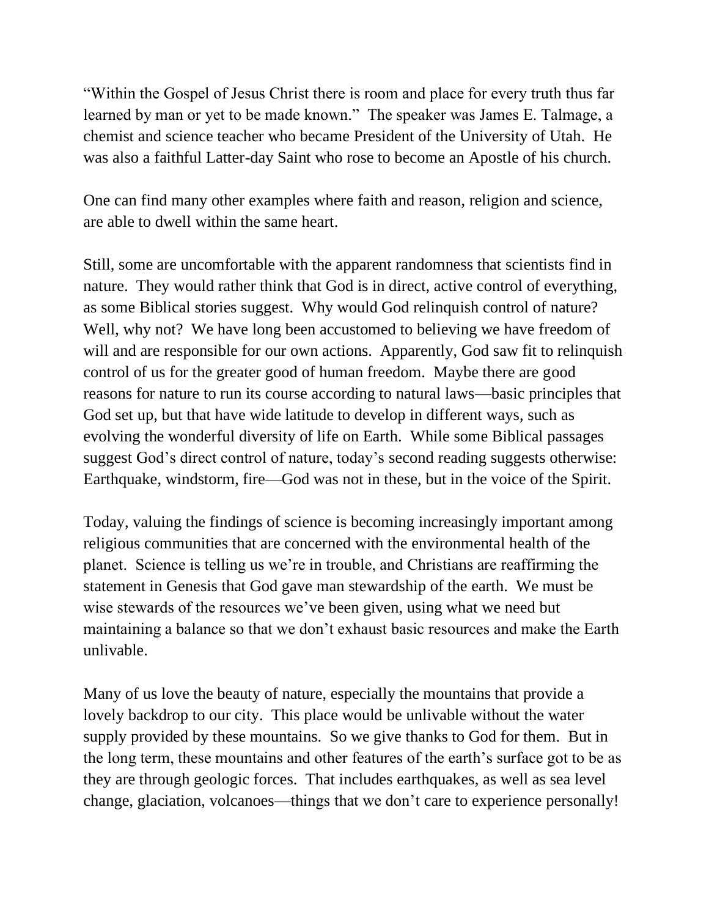"Within the Gospel of Jesus Christ there is room and place for every truth thus far learned by man or yet to be made known." The speaker was James E. Talmage, a chemist and science teacher who became President of the University of Utah. He was also a faithful Latter-day Saint who rose to become an Apostle of his church.

One can find many other examples where faith and reason, religion and science, are able to dwell within the same heart.

Still, some are uncomfortable with the apparent randomness that scientists find in nature. They would rather think that God is in direct, active control of everything, as some Biblical stories suggest. Why would God relinquish control of nature? Well, why not? We have long been accustomed to believing we have freedom of will and are responsible for our own actions. Apparently, God saw fit to relinquish control of us for the greater good of human freedom. Maybe there are good reasons for nature to run its course according to natural laws—basic principles that God set up, but that have wide latitude to develop in different ways, such as evolving the wonderful diversity of life on Earth. While some Biblical passages suggest God's direct control of nature, today's second reading suggests otherwise: Earthquake, windstorm, fire—God was not in these, but in the voice of the Spirit.

Today, valuing the findings of science is becoming increasingly important among religious communities that are concerned with the environmental health of the planet. Science is telling us we're in trouble, and Christians are reaffirming the statement in Genesis that God gave man stewardship of the earth. We must be wise stewards of the resources we've been given, using what we need but maintaining a balance so that we don't exhaust basic resources and make the Earth unlivable.

Many of us love the beauty of nature, especially the mountains that provide a lovely backdrop to our city. This place would be unlivable without the water supply provided by these mountains. So we give thanks to God for them. But in the long term, these mountains and other features of the earth's surface got to be as they are through geologic forces. That includes earthquakes, as well as sea level change, glaciation, volcanoes—things that we don't care to experience personally!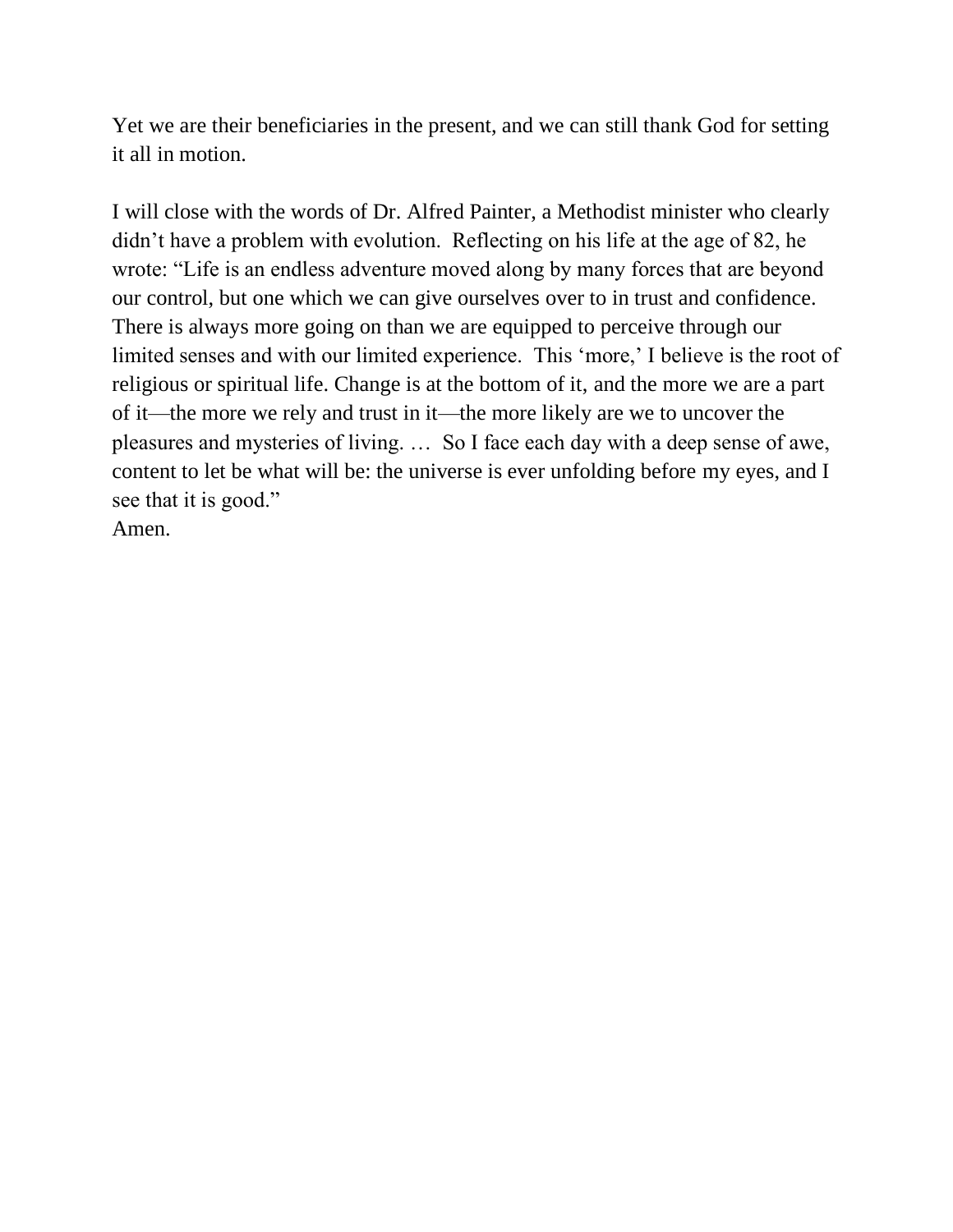Yet we are their beneficiaries in the present, and we can still thank God for setting it all in motion.

I will close with the words of Dr. Alfred Painter, a Methodist minister who clearly didn't have a problem with evolution. Reflecting on his life at the age of 82, he wrote: "Life is an endless adventure moved along by many forces that are beyond our control, but one which we can give ourselves over to in trust and confidence. There is always more going on than we are equipped to perceive through our limited senses and with our limited experience. This 'more,' I believe is the root of religious or spiritual life. Change is at the bottom of it, and the more we are a part of it—the more we rely and trust in it—the more likely are we to uncover the pleasures and mysteries of living. … So I face each day with a deep sense of awe, content to let be what will be: the universe is ever unfolding before my eyes, and I see that it is good."
Amen.